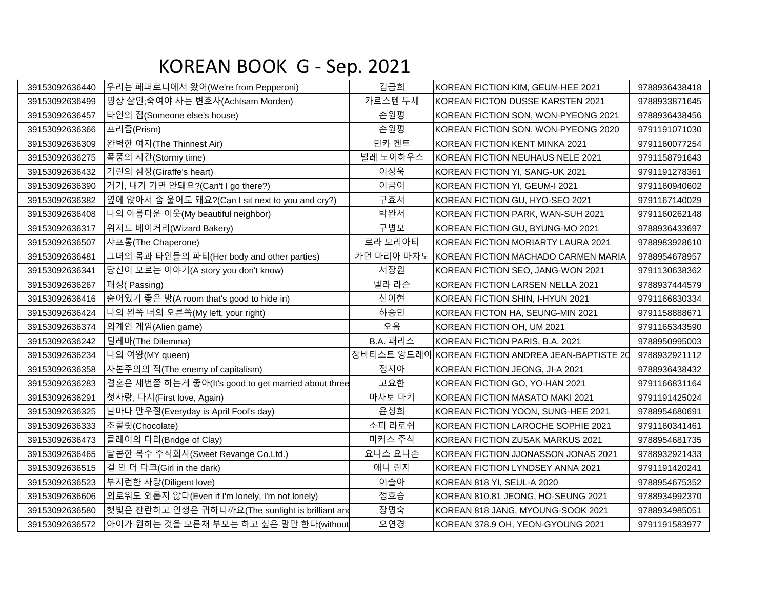# KOREAN BOOK G - Sep. 2021

| 39153092636440 | 우리는 페퍼로니에서 왔어(We're from Pepperoni) | 김금희 | KOREAN FICTION KIM, GEUM-HEE 2021 | 9788936438418 |
|---|---|---|---|---|
| 39153092636499 | 명상 살인;죽여야 사는 변호사(Achtsam Morden) | 카르스텐 두세 | KOREAN FICTON DUSSE KARSTEN 2021 | 9788933871645 |
| 39153092636457 | 타인의 집(Someone else's house) | 손원평 | KOREAN FICTION SON, WON-PYEONG 2021 | 9788936438456 |
| 39153092636366 | 프리즘(Prism) | 손원평 | KOREAN FICTION SON, WON-PYEONG 2020 | 9791191071030 |
| 39153092636309 | 완벽한 여자(The Thinnest Air) | 민카 켄트 | KOREAN FICTION KENT MINKA 2021 | 9791160077254 |
| 39153092636275 | 폭풍의 시간(Stormy time) | 넬레 노이하우스 | KOREAN FICTION NEUHAUS NELE 2021 | 9791158791643 |
| 39153092636432 | 기린의 심장(Giraffe's heart) | 이상욱 | KOREAN FICTION YI, SANG-UK 2021 | 9791191278361 |
| 39153092636390 | 거기, 내가 가면 안돼요?(Can't I go there?) | 이금이 | KOREAN FICTION YI, GEUM-I 2021 | 9791160940602 |
| 39153092636382 | 옆에 앉아서 좀 울어도 돼요?(Can I sit next to you and cry?) | 구효서 | KOREAN FICTION GU, HYO-SEO 2021 | 9791167140029 |
| 39153092636408 | 나의 아름다운 이웃(My beautiful neighbor) | 박완서 | KOREAN FICTION PARK, WAN-SUH 2021 | 9791160262148 |
| 39153092636317 | 위저드 베이커리(Wizard Bakery) | 구병모 | KOREAN FICTION GU, BYUNG-MO 2021 | 9788936433697 |
| 39153092636507 | 샤프롱(The Chaperone) | 로라 모리아티 | KOREAN FICTION MORIARTY LAURA 2021 | 9788983928610 |
| 39153092636481 | 그녀의 몸과 타인들의 파티(Her body and other parties) | 카먼 마리아 마차도 | KOREAN FICTION MACHADO CARMEN MARIA | 9788954678957 |
| 39153092636341 | 당신이 모르는 이야기(A story you don't know) | 서장원 | KOREAN FICTION SEO, JANG-WON 2021 | 9791130638362 |
| 39153092636267 | 패싱( Passing) | 넬라 라슨 | KOREAN FICTION LARSEN NELLA 2021 | 9788937444579 |
| 39153092636416 | 숨어있기 좋은 방(A room that's good to hide in) | 신이현 | KOREAN FICTION SHIN, I-HYUN 2021 | 9791166830334 |
| 39153092636424 | 나의 왼쪽 너의 오른쪽(My left, your right) | 하승민 | KOREAN FICTON HA, SEUNG-MIN 2021 | 9791158888671 |
| 39153092636374 | 외계인 게임(Alien game) | 오음 | KOREAN FICTION OH, UM 2021 | 9791165343590 |
| 39153092636242 | 딜레마(The Dilemma) | B.A. 패리스 | KOREAN FICTION PARIS, B.A. 2021 | 9788950995003 |
| 39153092636234 | 나의 여왕(MY queen) | 장바티스트 앙드레아 | KOREAN FICTION ANDREA JEAN-BAPTISTE 20 | 9788932921112 |
| 39153092636358 | 자본주의의 적(The enemy of capitalism) | 정지아 | KOREAN FICTION JEONG, JI-A 2021 | 9788936438432 |
| 39153092636283 | 결혼은 세번쯤 하는게 좋아(It's good to get married about three | 고요한 | KOREAN FICTION GO, YO-HAN 2021 | 9791166831164 |
| 39153092636291 | 첫사랑, 다시(First love, Again) | 마사토 마키 | KOREAN FICTION MASATO MAKI 2021 | 9791191425024 |
| 39153092636325 | 날마다 만우절(Everyday is April Fool's day) | 윤성희 | KOREAN FICTION YOON, SUNG-HEE 2021 | 9788954680691 |
| 39153092636333 | 초콜릿(Chocolate) | 소피 라로쉬 | KOREAN FICTION LAROCHE SOPHIE 2021 | 9791160341461 |
| 39153092636473 | 클레이의 다리(Bridge of Clay) | 마커스 주삭 | KOREAN FICTION ZUSAK MARKUS 2021 | 9788954681735 |
| 39153092636465 | 달콤한 복수 주식회사(Sweet Revange Co.Ltd.) | 요나스 요나손 | KOREAN FICTION JJONASSON JONAS 2021 | 9788932921433 |
| 39153092636515 | 걸 인 더 다크(Girl in the dark) | 애나 린지 | KOREAN FICTION LYNDSEY ANNA 2021 | 9791191420241 |
| 39153092636523 | 부지런한 사랑(Diligent love) | 이슬아 | KOREAN 818 YI, SEUL-A 2020 | 9788954675352 |
| 39153092636606 | 외로워도 외롭지 않다(Even if I'm lonely, I'm not lonely) | 정호승 | KOREAN 810.81 JEONG, HO-SEUNG 2021 | 9788934992370 |
| 39153092636580 | 햇빛은 찬란하고 인생은 귀하니까요(The sunlight is brilliant and | 장명숙 | KOREAN 818 JANG, MYOUNG-SOOK 2021 | 9788934985051 |
| 39153092636572 | 아이가 원하는 것을 모른채 부모는 하고 싶은 말만 한다(without | 오연경 | KOREAN 378.9 OH, YEON-GYOUNG 2021 | 9791191583977 |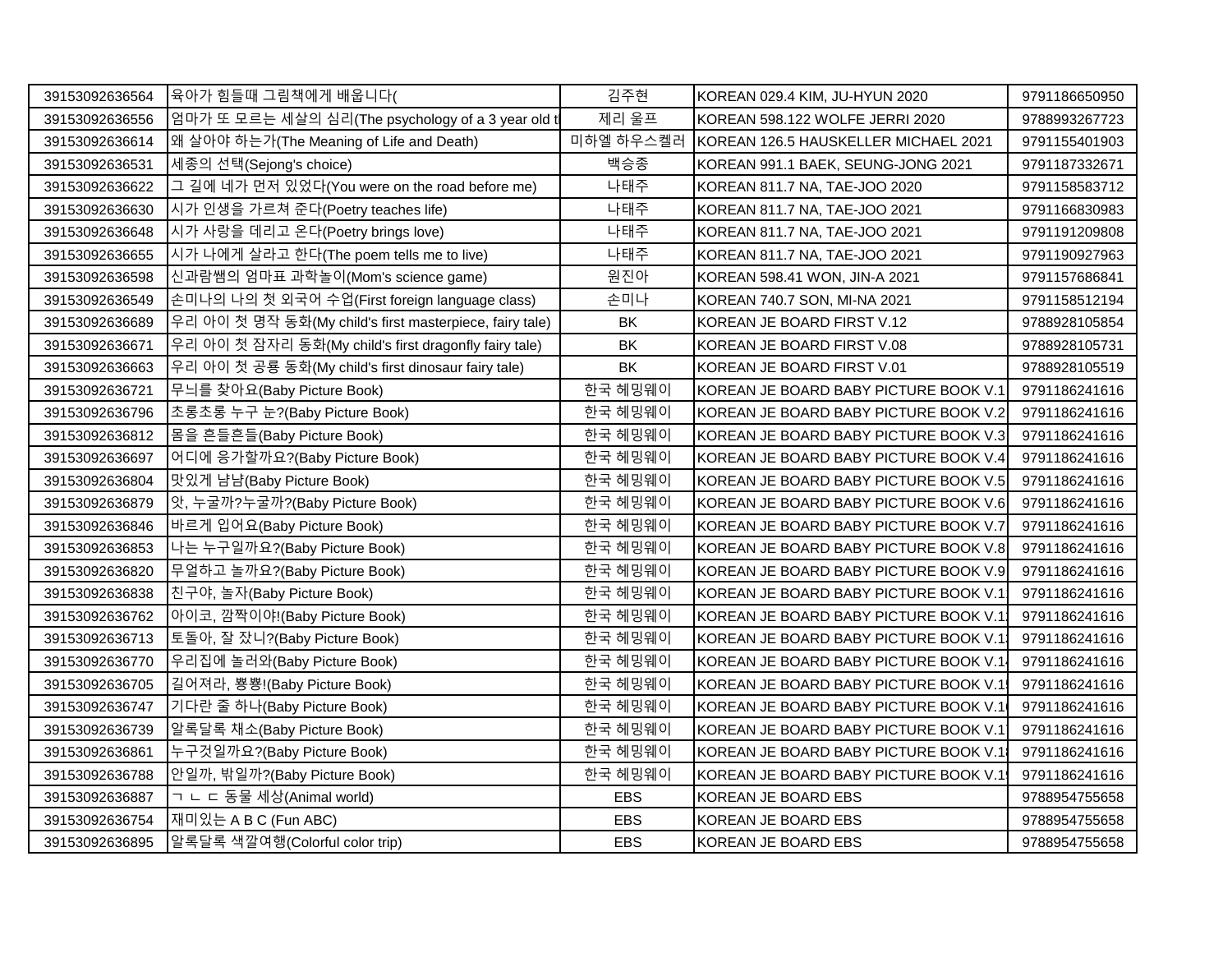| | | | | |
|---|---|---|---|---|
| 39153092636564 | 육아가 힘들때 그림책에게 배웁니다( | 김주현 | KOREAN 029.4 KIM, JU-HYUN 2020 | 9791186650950 |
| 39153092636556 | 엄마가 또 모르는 세살의 심리(The psychology of a 3 year old t | 제리 울프 | KOREAN 598.122 WOLFE JERRI 2020 | 9788993267723 |
| 39153092636614 | 왜 살아야 하는가(The Meaning of Life and Death) | 미하엘 하우스켈러 | KOREAN 126.5 HAUSKELLER MICHAEL 2021 | 9791155401903 |
| 39153092636531 | 세종의 선택(Sejong's choice) | 백승종 | KOREAN 991.1 BAEK, SEUNG-JONG 2021 | 9791187332671 |
| 39153092636622 | 그 길에 네가 먼저 있었다(You were on the road before me) | 나태주 | KOREAN 811.7 NA, TAE-JOO 2020 | 9791158583712 |
| 39153092636630 | 시가 인생을 가르쳐 준다(Poetry teaches life) | 나태주 | KOREAN 811.7 NA, TAE-JOO 2021 | 9791166830983 |
| 39153092636648 | 시가 사랑을 데리고 온다(Poetry brings love) | 나태주 | KOREAN 811.7 NA, TAE-JOO 2021 | 9791191209808 |
| 39153092636655 | 시가 나에게 살라고 한다(The poem tells me to live) | 나태주 | KOREAN 811.7 NA, TAE-JOO 2021 | 9791190927963 |
| 39153092636598 | 신과람쌤의 엄마표 과학놀이(Mom's science game) | 원진아 | KOREAN 598.41 WON, JIN-A 2021 | 9791157686841 |
| 39153092636549 | 손미나의 나의 첫 외국어 수업(First foreign language class) | 손미나 | KOREAN 740.7 SON, MI-NA 2021 | 9791158512194 |
| 39153092636689 | 우리 아이 첫 명작 동화(My child's first masterpiece, fairy tale) | BK | KOREAN JE BOARD FIRST V.12 | 9788928105854 |
| 39153092636671 | 우리 아이 첫 잠자리 동화(My child's first dragonfly fairy tale) | BK | KOREAN JE BOARD FIRST V.08 | 9788928105731 |
| 39153092636663 | 우리 아이 첫 공룡 동화(My child's first dinosaur fairy tale) | BK | KOREAN JE BOARD FIRST V.01 | 9788928105519 |
| 39153092636721 | 무늬를 찾아요(Baby Picture Book) | 한국 헤밍웨이 | KOREAN JE BOARD BABY PICTURE BOOK V.1 | 9791186241616 |
| 39153092636796 | 초롱초롱 누구 눈?(Baby Picture Book) | 한국 헤밍웨이 | KOREAN JE BOARD BABY PICTURE BOOK V.2 | 9791186241616 |
| 39153092636812 | 몸을 흔들흔들(Baby Picture Book) | 한국 헤밍웨이 | KOREAN JE BOARD BABY PICTURE BOOK V.3 | 9791186241616 |
| 39153092636697 | 어디에 응가할까요?(Baby Picture Book) | 한국 헤밍웨이 | KOREAN JE BOARD BABY PICTURE BOOK V.4 | 9791186241616 |
| 39153092636804 | 맛있게 냠냠(Baby Picture Book) | 한국 헤밍웨이 | KOREAN JE BOARD BABY PICTURE BOOK V.5 | 9791186241616 |
| 39153092636879 | 앗, 누굴까?누굴까?(Baby Picture Book) | 한국 헤밍웨이 | KOREAN JE BOARD BABY PICTURE BOOK V.6 | 9791186241616 |
| 39153092636846 | 바르게 입어요(Baby Picture Book) | 한국 헤밍웨이 | KOREAN JE BOARD BABY PICTURE BOOK V.7 | 9791186241616 |
| 39153092636853 | 나는 누구일까요?(Baby Picture Book) | 한국 헤밍웨이 | KOREAN JE BOARD BABY PICTURE BOOK V.8 | 9791186241616 |
| 39153092636820 | 무얼하고 놀까요?(Baby Picture Book) | 한국 헤밍웨이 | KOREAN JE BOARD BABY PICTURE BOOK V.9 | 9791186241616 |
| 39153092636838 | 친구야, 놀자(Baby Picture Book) | 한국 헤밍웨이 | KOREAN JE BOARD BABY PICTURE BOOK V.1 | 9791186241616 |
| 39153092636762 | 아이코, 깜짝이야!(Baby Picture Book) | 한국 헤밍웨이 | KOREAN JE BOARD BABY PICTURE BOOK V.1 | 9791186241616 |
| 39153092636713 | 토돌아, 잘 잤니?(Baby Picture Book) | 한국 헤밍웨이 | KOREAN JE BOARD BABY PICTURE BOOK V.1 | 9791186241616 |
| 39153092636770 | 우리집에 놀러와(Baby Picture Book) | 한국 헤밍웨이 | KOREAN JE BOARD BABY PICTURE BOOK V.1 | 9791186241616 |
| 39153092636705 | 길어져라, 뿅뿅!(Baby Picture Book) | 한국 헤밍웨이 | KOREAN JE BOARD BABY PICTURE BOOK V.1 | 9791186241616 |
| 39153092636747 | 기다란 줄 하나(Baby Picture Book) | 한국 헤밍웨이 | KOREAN JE BOARD BABY PICTURE BOOK V.1 | 9791186241616 |
| 39153092636739 | 알록달록 채소(Baby Picture Book) | 한국 헤밍웨이 | KOREAN JE BOARD BABY PICTURE BOOK V.1 | 9791186241616 |
| 39153092636861 | 누구것일까요?(Baby Picture Book) | 한국 헤밍웨이 | KOREAN JE BOARD BABY PICTURE BOOK V.1 | 9791186241616 |
| 39153092636788 | 안일까, 밖일까?(Baby Picture Book) | 한국 헤밍웨이 | KOREAN JE BOARD BABY PICTURE BOOK V.1 | 9791186241616 |
| 39153092636887 | ㄱ ㄴ ㄷ 동물 세상(Animal world) | EBS | KOREAN JE BOARD EBS | 9788954755658 |
| 39153092636754 | 재미있는 A B C (Fun ABC) | EBS | KOREAN JE BOARD EBS | 9788954755658 |
| 39153092636895 | 알록달록 색깔여행(Colorful color trip) | EBS | KOREAN JE BOARD EBS | 9788954755658 |